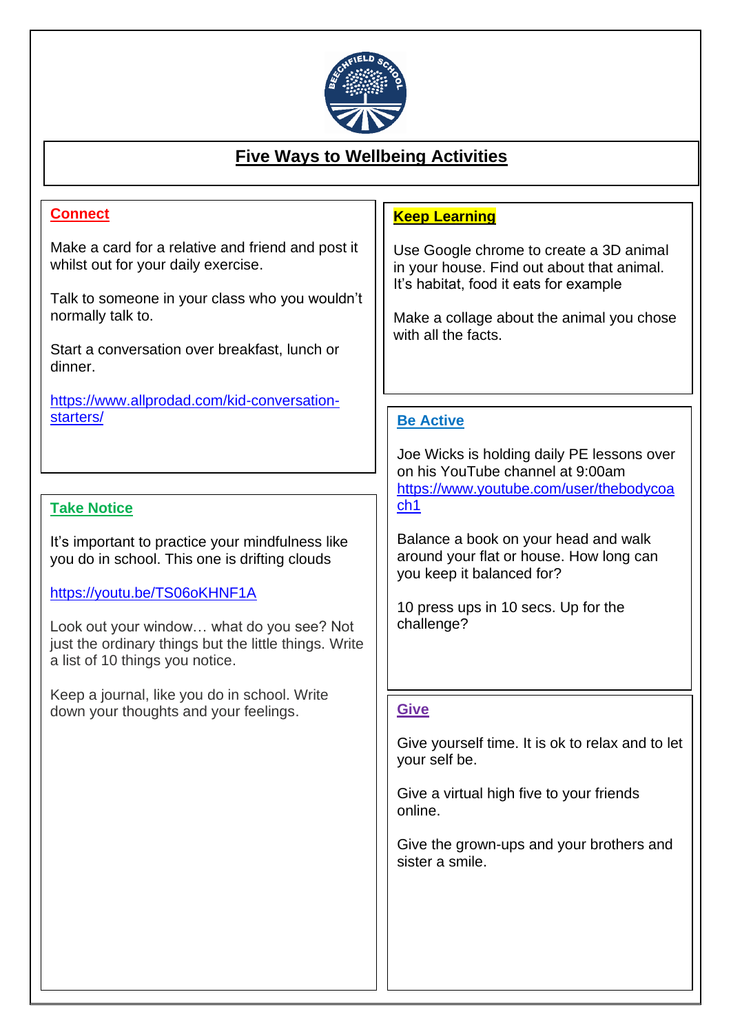# Five Ways to Wellbeing Activities

## Connect

Make a card for a relative and friend and post it whilst out for your daily exercise.

Talk to someone in your class who you wouldn't normally talk to.

Start a conversation over breakfast, lunch or dinner.

https://www.allprodad.com/kid-conversation-starters/

## Take Notice

It's important to practice your mindfulness like you do in school. This one is drifting clouds

https://youtu.be/TS06oKHNF1A

Look out your window… what do you see? Not just the ordinary things but the little things. Write a list of 10 things you notice.

Keep a journal, like you do in school. Write down your thoughts and your feelings.

## Keep Learning

Use Google chrome to create a 3D animal in your house. Find out about that animal. It's habitat, food it eats for example

Make a collage about the animal you chose with all the facts.

## Be Active

Joe Wicks is holding daily PE lessons over on his YouTube channel at 9:00am https://www.youtube.com/user/thebodycoach1

Balance a book on your head and walk around your flat or house. How long can you keep it balanced for?

10 press ups in 10 secs. Up for the challenge?

## Give

Give yourself time. It is ok to relax and to let your self be.

Give a virtual high five to your friends online.

Give the grown-ups and your brothers and sister a smile.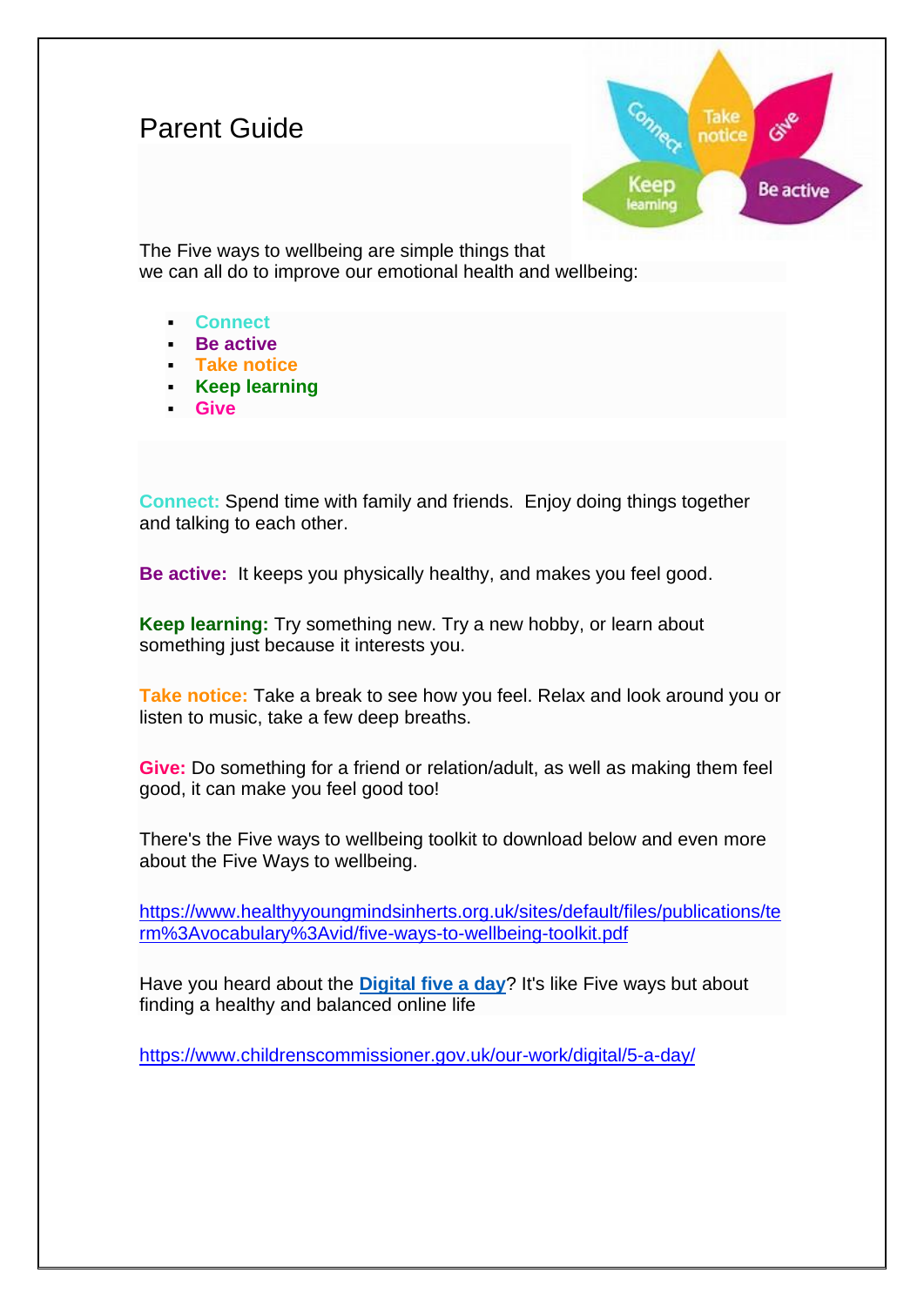# Parent Guide

The Five ways to wellbeing are simple things that we can all do to improve our emotional health and wellbeing:

- **Connect**
- **Be active**
- **Take notice**
- **Keep learning**
- **Give**

**Connect:** Spend time with family and friends. Enjoy doing things together and talking to each other.

**Be active:** It keeps you physically healthy, and makes you feel good.

**Keep learning:** Try something new. Try a new hobby, or learn about something just because it interests you.

**Take notice:** Take a break to see how you feel. Relax and look around you or listen to music, take a few deep breaths.

**Give:** Do something for a friend or relation/adult, as well as making them feel good, it can make you feel good too!

There's the Five ways to wellbeing toolkit to download below and even more about the Five Ways to wellbeing.

https://www.healthyyoungmindsinherts.org.uk/sites/default/files/publications/term%3Avocabulary%3Avid/five-ways-to-wellbeing-toolkit.pdf

Have you heard about the **Digital five a day**? It's like Five ways but about finding a healthy and balanced online life

https://www.childrenscommissioner.gov.uk/our-work/digital/5-a-day/